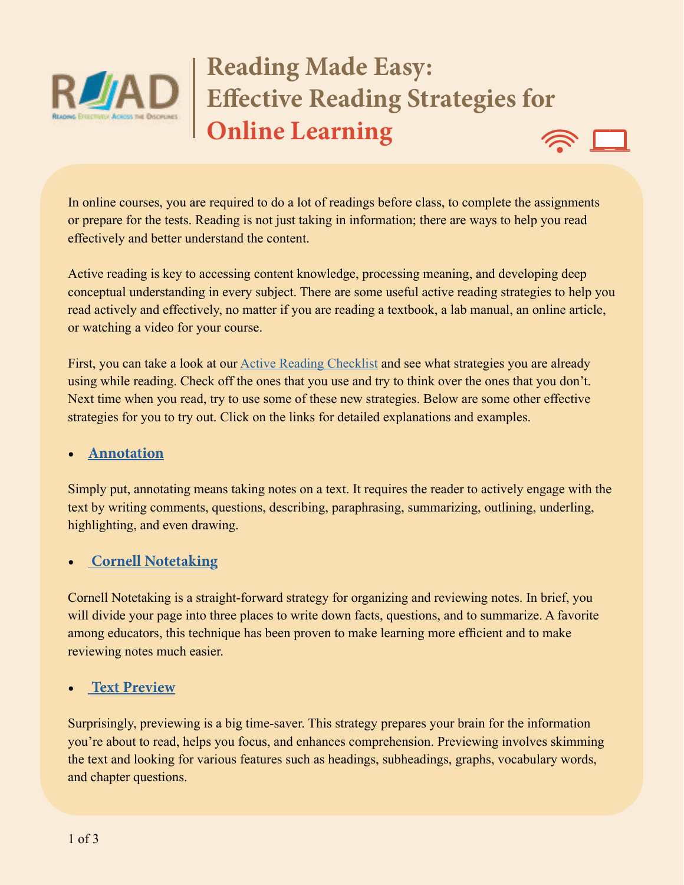# Reading Made Easy: Effective Reading Strategies for Online Learning

In online courses, you are required to do a lot of readings before class, to complete the assignments or prepare for the tests. Reading is not just taking in information; there are ways to help you read effectively and better understand the content.

Active reading is key to accessing content knowledge, processing meaning, and developing deep conceptual understanding in every subject. There are some useful active reading strategies to help you read actively and effectively, no matter if you are reading a textbook, a lab manual, an online article, or watching a video for your course.

First, you can take a look at our Active Reading Checklist and see what strategies you are already using while reading. Check off the ones that you use and try to think over the ones that you don't. Next time when you read, try to use some of these new strategies. Below are some other effective strategies for you to try out. Click on the links for detailed explanations and examples.

- **Annotation**

Simply put, annotating means taking notes on a text. It requires the reader to actively engage with the text by writing comments, questions, describing, paraphrasing, summarizing, outlining, underling, highlighting, and even drawing.

- **Cornell Notetaking**

Cornell Notetaking is a straight-forward strategy for organizing and reviewing notes. In brief, you will divide your page into three places to write down facts, questions, and to summarize. A favorite among educators, this technique has been proven to make learning more efficient and to make reviewing notes much easier.

- **Text Preview**

Surprisingly, previewing is a big time-saver. This strategy prepares your brain for the information you're about to read, helps you focus, and enhances comprehension. Previewing involves skimming the text and looking for various features such as headings, subheadings, graphs, vocabulary words, and chapter questions.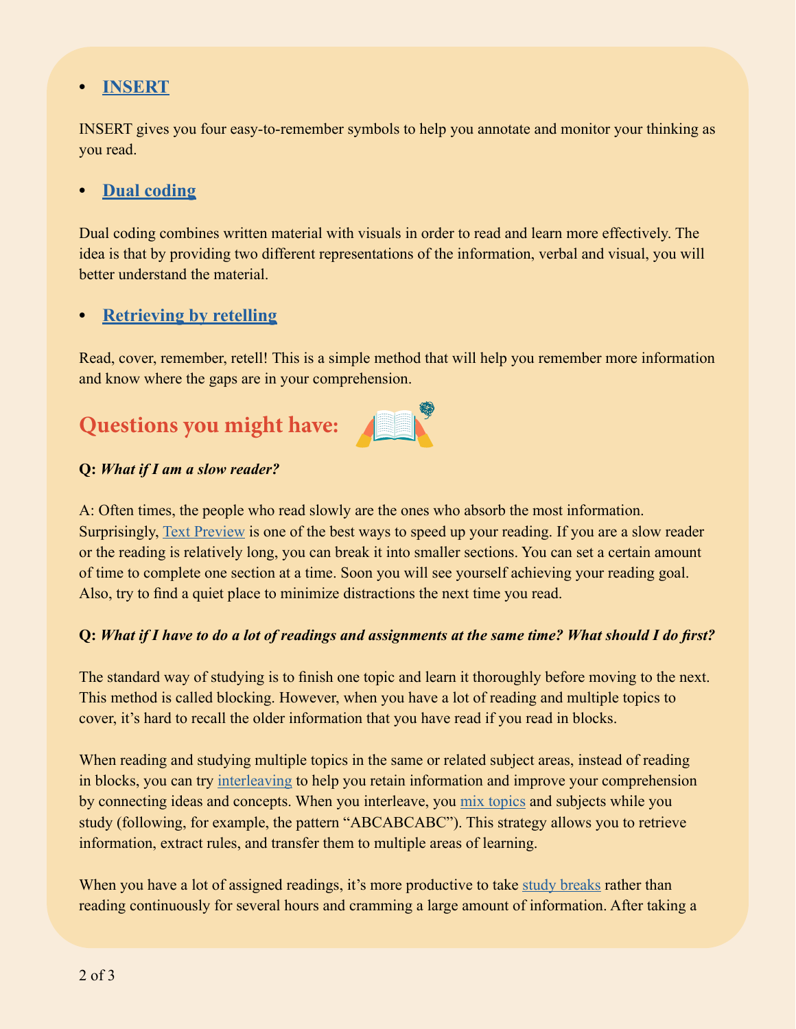- **[INSERT]**

INSERT gives you four easy-to-remember symbols to help you annotate and monitor your thinking as you read.

- **[Dual coding]**

Dual coding combines written material with visuals in order to read and learn more effectively. The idea is that by providing two different representations of the information, verbal and visual, you will better understand the material.

- **[Retrieving by retelling]**

Read, cover, remember, retell! This is a simple method that will help you remember more information and know where the gaps are in your comprehension.

## Questions you might have:

**Q:** ***What if I am a slow reader?***

A: Often times, the people who read slowly are the ones who absorb the most information. Surprisingly, Text Preview is one of the best ways to speed up your reading. If you are a slow reader or the reading is relatively long, you can break it into smaller sections. You can set a certain amount of time to complete one section at a time. Soon you will see yourself achieving your reading goal. Also, try to find a quiet place to minimize distractions the next time you read.

**Q:** ***What if I have to do a lot of readings and assignments at the same time? What should I do first?***

The standard way of studying is to finish one topic and learn it thoroughly before moving to the next. This method is called blocking. However, when you have a lot of reading and multiple topics to cover, it's hard to recall the older information that you have read if you read in blocks.

When reading and studying multiple topics in the same or related subject areas, instead of reading in blocks, you can try interleaving to help you retain information and improve your comprehension by connecting ideas and concepts. When you interleave, you mix topics and subjects while you study (following, for example, the pattern "ABCABCABC"). This strategy allows you to retrieve information, extract rules, and transfer them to multiple areas of learning.

When you have a lot of assigned readings, it's more productive to take study breaks rather than reading continuously for several hours and cramming a large amount of information. After taking a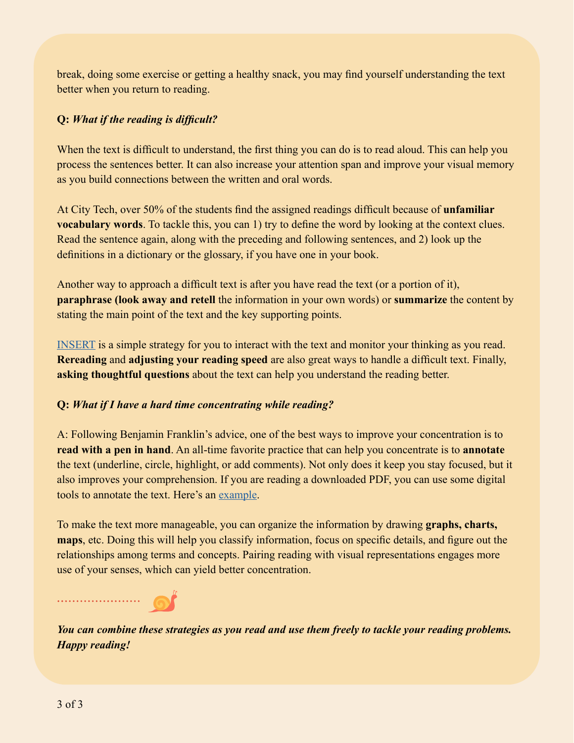break, doing some exercise or getting a healthy snack, you may find yourself understanding the text better when you return to reading.

**Q:** ***What if the reading is difficult?***

When the text is difficult to understand, the first thing you can do is to read aloud. This can help you process the sentences better. It can also increase your attention span and improve your visual memory as you build connections between the written and oral words.

At City Tech, over 50% of the students find the assigned readings difficult because of **unfamiliar vocabulary words**. To tackle this, you can 1) try to define the word by looking at the context clues. Read the sentence again, along with the preceding and following sentences, and 2) look up the definitions in a dictionary or the glossary, if you have one in your book.

Another way to approach a difficult text is after you have read the text (or a portion of it), **paraphrase (look away and retell** the information in your own words) or **summarize** the content by stating the main point of the text and the key supporting points.

INSERT is a simple strategy for you to interact with the text and monitor your thinking as you read. **Rereading** and **adjusting your reading speed** are also great ways to handle a difficult text. Finally, **asking thoughtful questions** about the text can help you understand the reading better.

**Q:** ***What if I have a hard time concentrating while reading?***

A: Following Benjamin Franklin's advice, one of the best ways to improve your concentration is to **read with a pen in hand**. An all-time favorite practice that can help you concentrate is to **annotate** the text (underline, circle, highlight, or add comments). Not only does it keep you stay focused, but it also improves your comprehension. If you are reading a downloaded PDF, you can use some digital tools to annotate the text. Here's an example.

To make the text more manageable, you can organize the information by drawing **graphs, charts, maps**, etc. Doing this will help you classify information, focus on specific details, and figure out the relationships among terms and concepts. Pairing reading with visual representations engages more use of your senses, which can yield better concentration.

***You can combine these strategies as you read and use them freely to tackle your reading problems. Happy reading!***